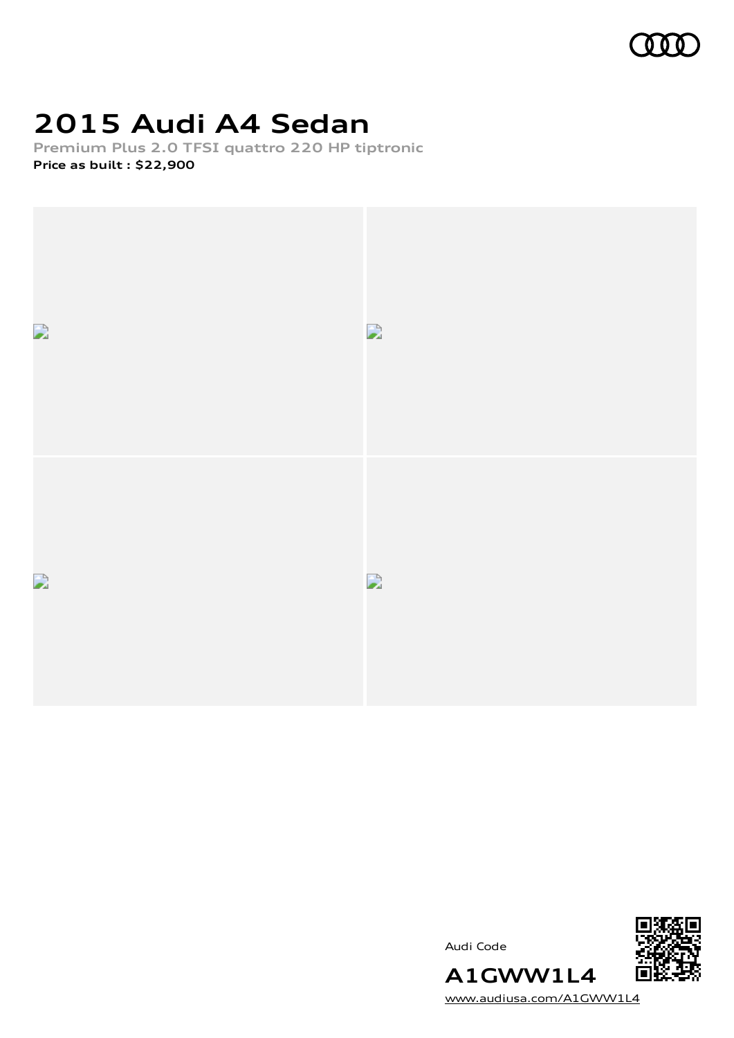# 2015 Audi A4 Sedan

**Premium Plus 2.0 TFSI quattro 220 HP tiptronic**

**Price as built : $22,900**

Audi Code

**A1GWW1L4**

www.audiusa.com/A1GWW1L4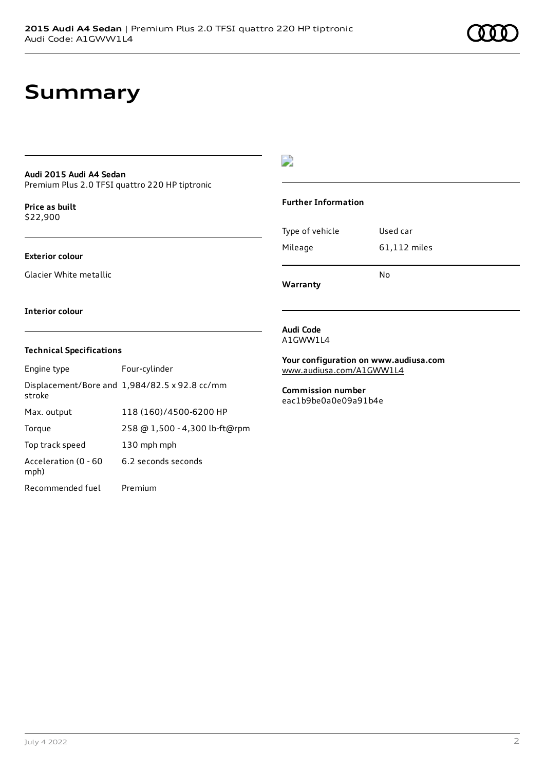# Summary

**Audi 2015 Audi A4 Sedan**
Premium Plus 2.0 TFSI quattro 220 HP tiptronic

**Price as built**
$22,900

**Exterior colour**

Glacier White metallic

**Interior colour**

### Technical Specifications

| | |
|---|---|
| Engine type | Four-cylinder |
| Displacement/Bore and stroke | 1,984/82.5 x 92.8 cc/mm |
| Max. output | 118 (160)/4500-6200 HP |
| Torque | 258 @ 1,500 - 4,300 lb-ft@rpm |
| Top track speed | 130 mph mph |
| Acceleration (0 - 60 mph) | 6.2 seconds seconds |
| Recommended fuel | Premium |

### Further Information

| | |
|---|---|
| Type of vehicle | Used car |
| Mileage | 61,112 miles |
| Warranty | No |

**Audi Code**
A1GWW1L4

**Your configuration on www.audiusa.com**
www.audiusa.com/A1GWW1L4

**Commission number**
eac1b9be0a0e09a91b4e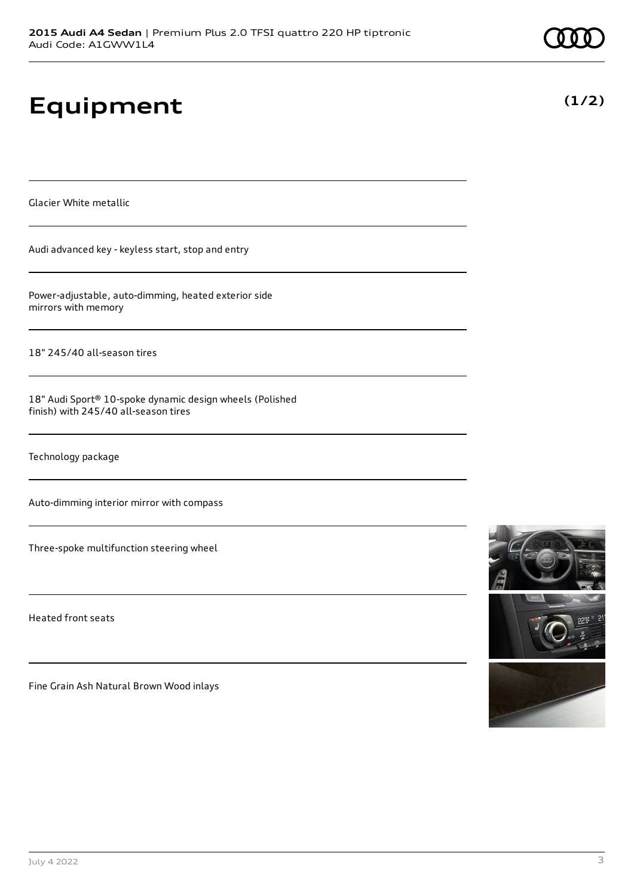# Equipment

**(1/2)**

Glacier White metallic

Audi advanced key - keyless start, stop and entry

Power-adjustable, auto-dimming, heated exterior side mirrors with memory

18" 245/40 all-season tires

18" Audi Sport® 10-spoke dynamic design wheels (Polished finish) with 245/40 all-season tires

Technology package

Auto-dimming interior mirror with compass

Three-spoke multifunction steering wheel

Heated front seats

Fine Grain Ash Natural Brown Wood inlays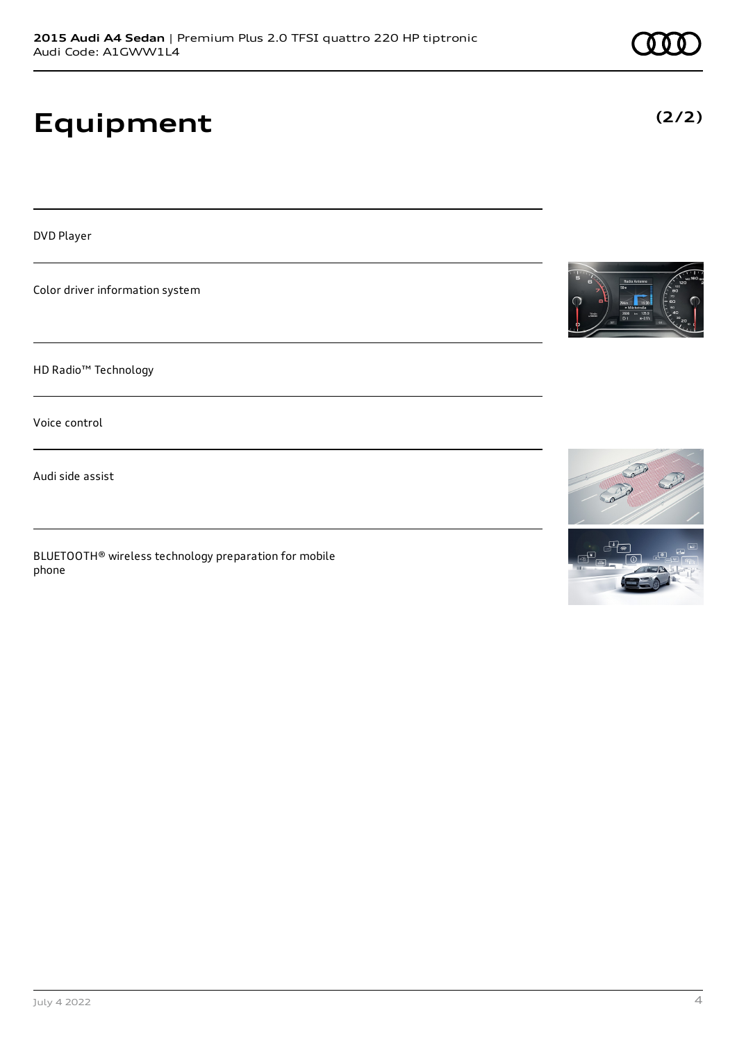# Equipment

**(2/2)**

DVD Player

Color driver information system

HD Radio™ Technology

Voice control

Audi side assist

BLUETOOTH® wireless technology preparation for mobile phone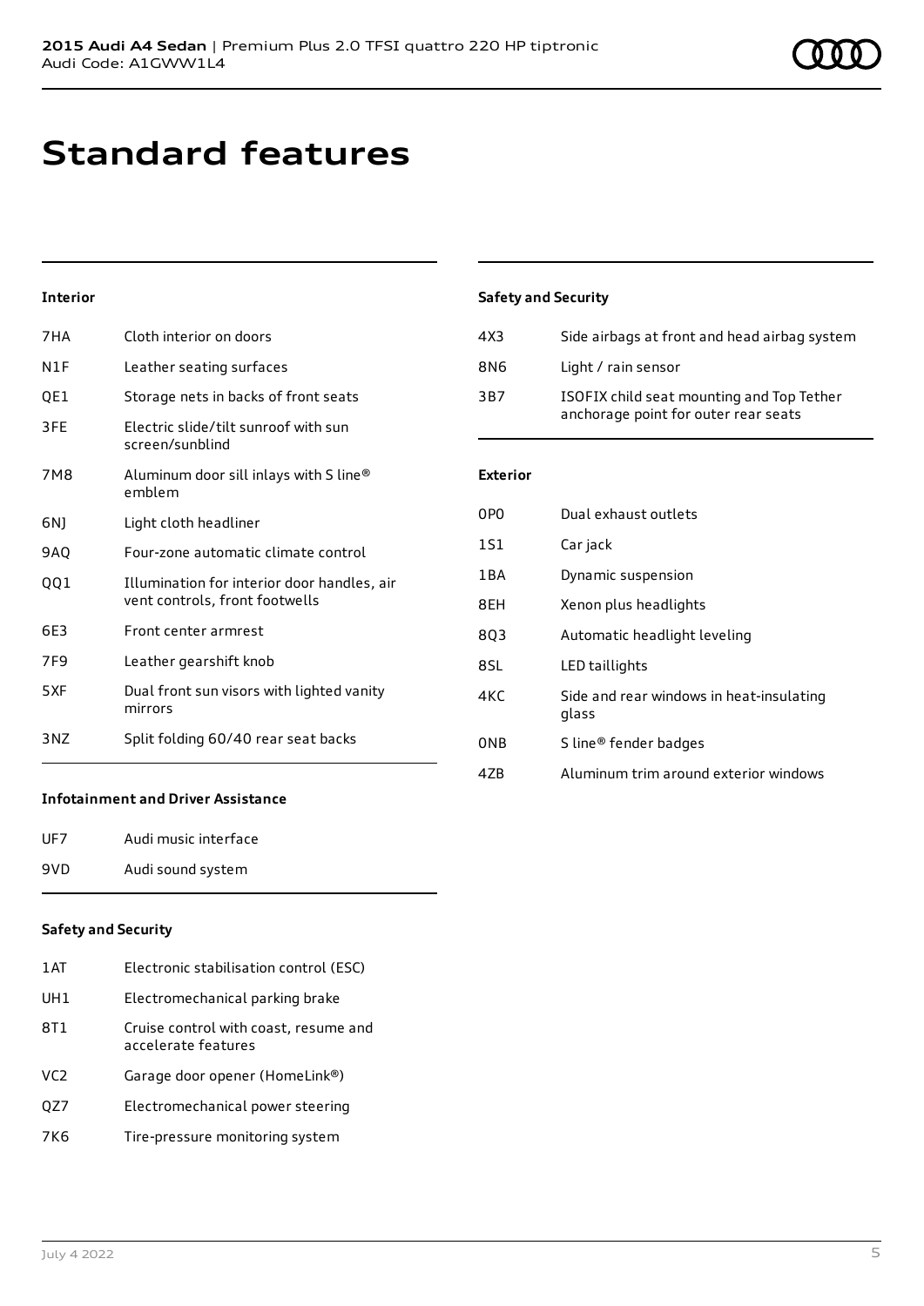# Standard features

## Interior

| | |
|---|---|
| 7HA | Cloth interior on doors |
| N1F | Leather seating surfaces |
| QE1 | Storage nets in backs of front seats |
| 3FE | Electric slide/tilt sunroof with sun screen/sunblind |
| 7M8 | Aluminum door sill inlays with S line® emblem |
| 6NJ | Light cloth headliner |
| 9AQ | Four-zone automatic climate control |
| QQ1 | Illumination for interior door handles, air vent controls, front footwells |
| 6E3 | Front center armrest |
| 7F9 | Leather gearshift knob |
| 5XF | Dual front sun visors with lighted vanity mirrors |
| 3NZ | Split folding 60/40 rear seat backs |

## Infotainment and Driver Assistance

| | |
|---|---|
| UF7 | Audi music interface |
| 9VD | Audi sound system |

## Safety and Security

| | |
|---|---|
| 1AT | Electronic stabilisation control (ESC) |
| UH1 | Electromechanical parking brake |
| 8T1 | Cruise control with coast, resume and accelerate features |
| VC2 | Garage door opener (HomeLink®) |
| QZ7 | Electromechanical power steering |
| 7K6 | Tire-pressure monitoring system |
| 4X3 | Side airbags at front and head airbag system |
| 8N6 | Light / rain sensor |
| 3B7 | ISOFIX child seat mounting and Top Tether anchorage point for outer rear seats |

## Exterior

| | |
|---|---|
| 0P0 | Dual exhaust outlets |
| 1S1 | Car jack |
| 1BA | Dynamic suspension |
| 8EH | Xenon plus headlights |
| 8Q3 | Automatic headlight leveling |
| 8SL | LED taillights |
| 4KC | Side and rear windows in heat-insulating glass |
| 0NB | S line® fender badges |
| 4ZB | Aluminum trim around exterior windows |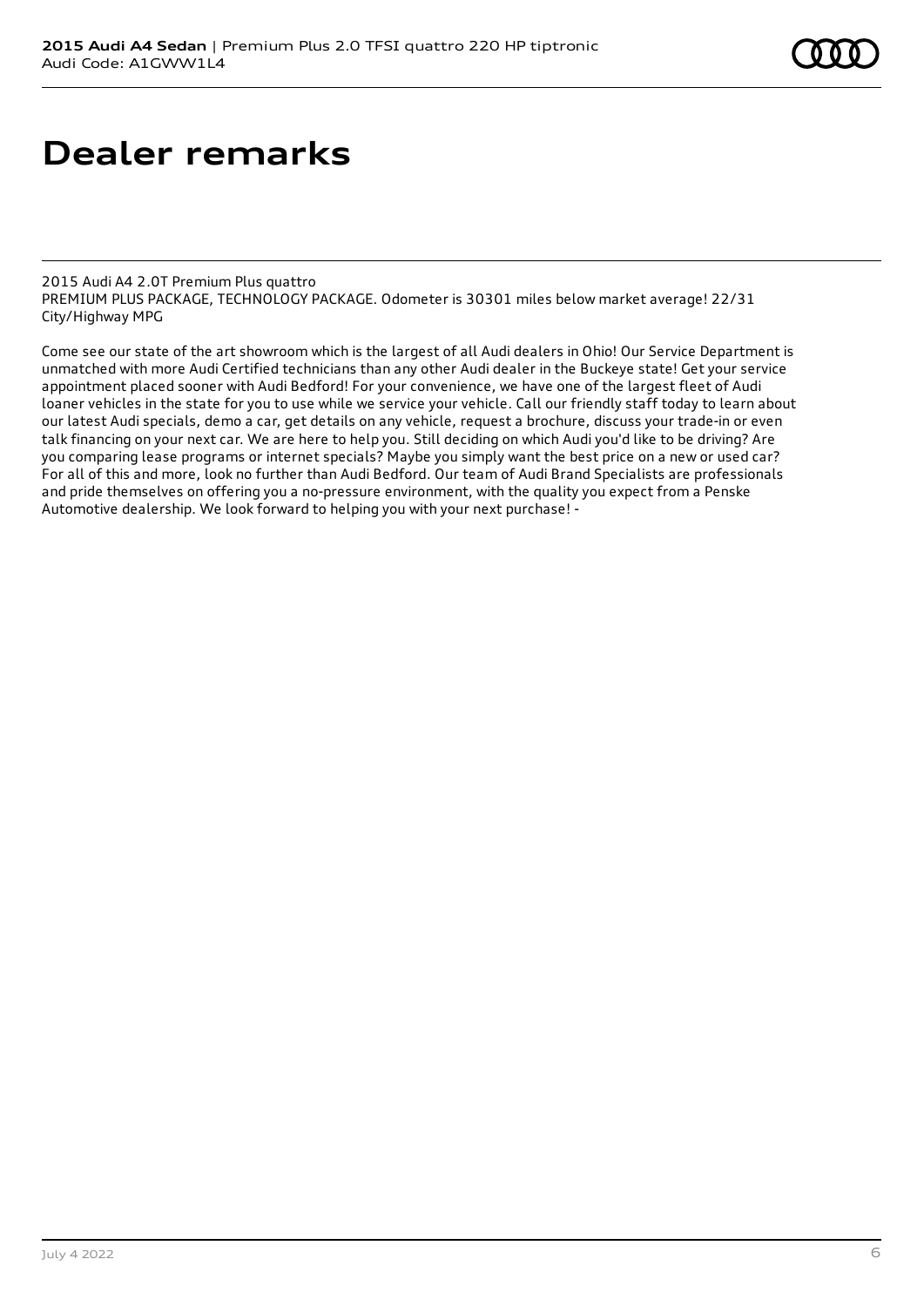# Dealer remarks

2015 Audi A4 2.0T Premium Plus quattro
PREMIUM PLUS PACKAGE, TECHNOLOGY PACKAGE. Odometer is 30301 miles below market average! 22/31 City/Highway MPG

Come see our state of the art showroom which is the largest of all Audi dealers in Ohio! Our Service Department is unmatched with more Audi Certified technicians than any other Audi dealer in the Buckeye state! Get your service appointment placed sooner with Audi Bedford! For your convenience, we have one of the largest fleet of Audi loaner vehicles in the state for you to use while we service your vehicle. Call our friendly staff today to learn about our latest Audi specials, demo a car, get details on any vehicle, request a brochure, discuss your trade-in or even talk financing on your next car. We are here to help you. Still deciding on which Audi you'd like to be driving? Are you comparing lease programs or internet specials? Maybe you simply want the best price on a new or used car? For all of this and more, look no further than Audi Bedford. Our team of Audi Brand Specialists are professionals and pride themselves on offering you a no-pressure environment, with the quality you expect from a Penske Automotive dealership. We look forward to helping you with your next purchase! -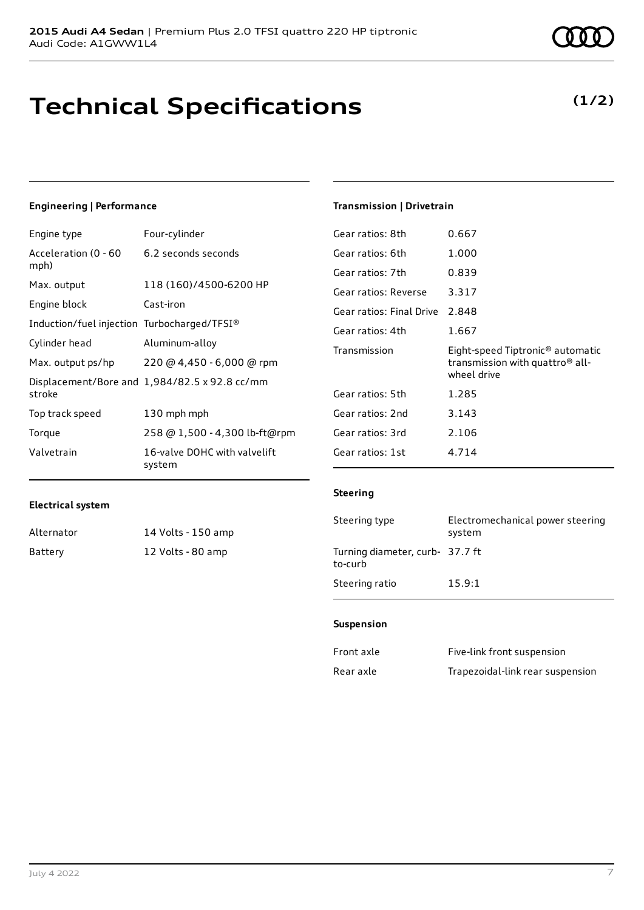# Technical Specifications

**(1/2)**

### Engineering | Performance

| | |
|---|---|
| Engine type | Four-cylinder |
| Acceleration (0 - 60 mph) | 6.2 seconds seconds |
| Max. output | 118 (160)/4500-6200 HP |
| Engine block | Cast-iron |
| Induction/fuel injection | Turbocharged/TFSI® |
| Cylinder head | Aluminum-alloy |
| Max. output ps/hp | 220 @ 4,450 - 6,000 @ rpm |
| Displacement/Bore and stroke | 1,984/82.5 x 92.8 cc/mm |
| Top track speed | 130 mph mph |
| Torque | 258 @ 1,500 - 4,300 lb-ft@rpm |
| Valvetrain | 16-valve DOHC with valvelift system |

### Electrical system

| | |
|---|---|
| Alternator | 14 Volts - 150 amp |
| Battery | 12 Volts - 80 amp |

### Transmission | Drivetrain

| | |
|---|---|
| Gear ratios: 8th | 0.667 |
| Gear ratios: 6th | 1.000 |
| Gear ratios: 7th | 0.839 |
| Gear ratios: Reverse | 3.317 |
| Gear ratios: Final Drive | 2.848 |
| Gear ratios: 4th | 1.667 |
| Transmission | Eight-speed Tiptronic® automatic transmission with quattro® all-wheel drive |
| Gear ratios: 5th | 1.285 |
| Gear ratios: 2nd | 3.143 |
| Gear ratios: 3rd | 2.106 |
| Gear ratios: 1st | 4.714 |

### Steering

| | |
|---|---|
| Steering type | Electromechanical power steering system |
| Turning diameter, curb-to-curb | 37.7 ft |
| Steering ratio | 15.9:1 |

### Suspension

| | |
|---|---|
| Front axle | Five-link front suspension |
| Rear axle | Trapezoidal-link rear suspension |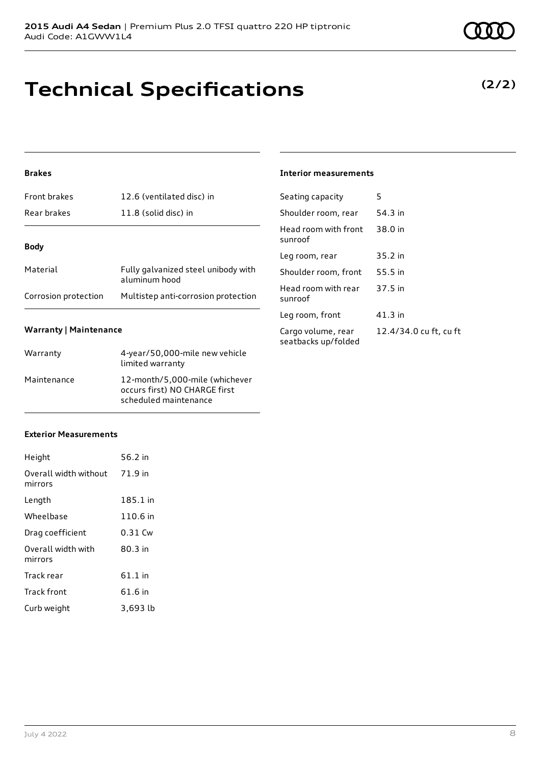# Technical Specifications

**(2/2)**

### Brakes

| | |
|---|---|
| Front brakes | 12.6 (ventilated disc) in |
| Rear brakes | 11.8 (solid disc) in |

### Body

| | |
|---|---|
| Material | Fully galvanized steel unibody with aluminum hood |
| Corrosion protection | Multistep anti-corrosion protection |

### Warranty | Maintenance

| | |
|---|---|
| Warranty | 4-year/50,000-mile new vehicle limited warranty |
| Maintenance | 12-month/5,000-mile (whichever occurs first) NO CHARGE first scheduled maintenance |

### Exterior Measurements

| | |
|---|---|
| Height | 56.2 in |
| Overall width without mirrors | 71.9 in |
| Length | 185.1 in |
| Wheelbase | 110.6 in |
| Drag coefficient | 0.31 Cw |
| Overall width with mirrors | 80.3 in |
| Track rear | 61.1 in |
| Track front | 61.6 in |
| Curb weight | 3,693 lb |

### Interior measurements

| | |
|---|---|
| Seating capacity | 5 |
| Shoulder room, rear | 54.3 in |
| Head room with front sunroof | 38.0 in |
| Leg room, rear | 35.2 in |
| Shoulder room, front | 55.5 in |
| Head room with rear sunroof | 37.5 in |
| Leg room, front | 41.3 in |
| Cargo volume, rear seatbacks up/folded | 12.4/34.0 cu ft, cu ft |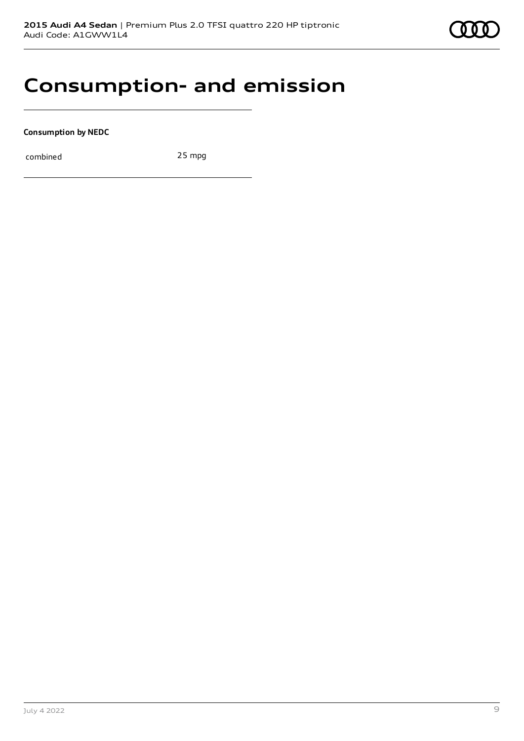# Consumption- and emission

**Consumption by NEDC**

| combined | 25 mpg |
|---|---|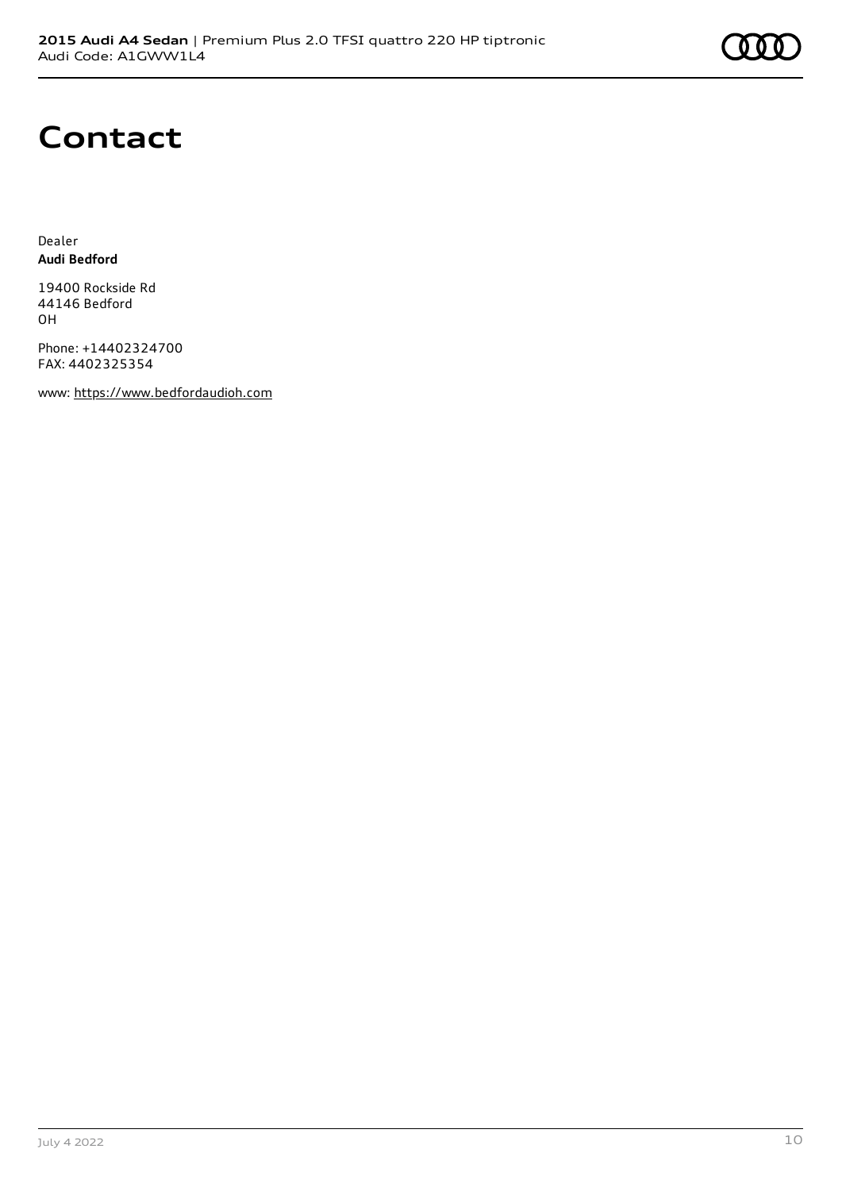# Contact

Dealer
**Audi Bedford**

19400 Rockside Rd
44146 Bedford
OH

Phone: +14402324700
FAX: 4402325354

www: https://www.bedfordaudioh.com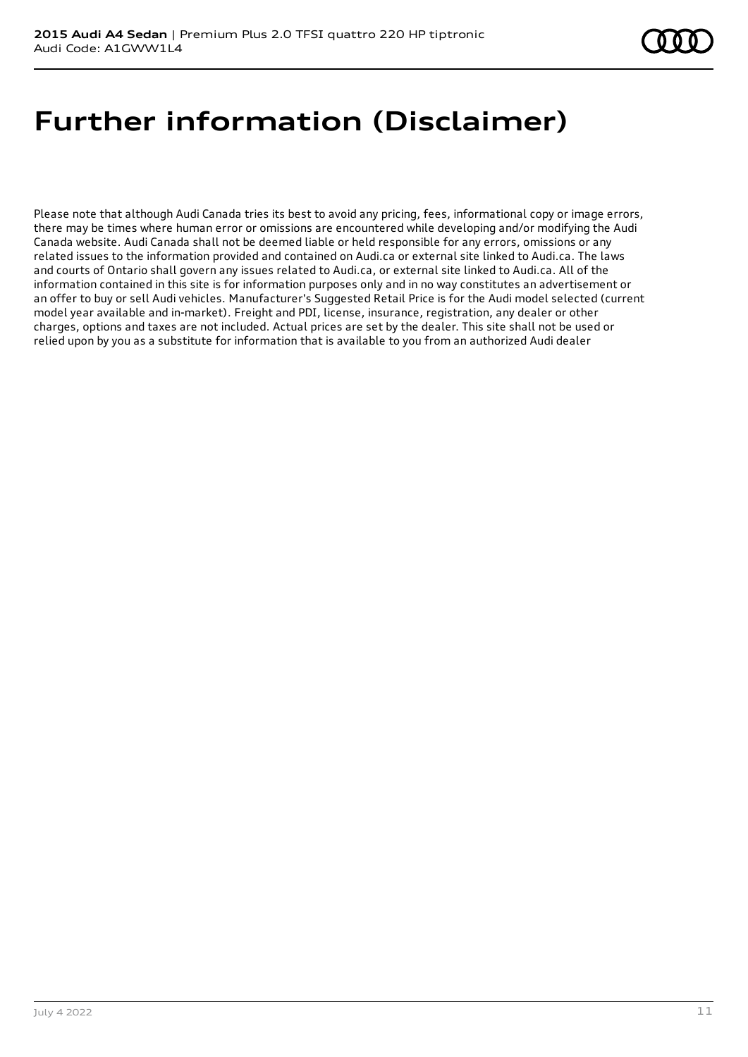# Further information (Disclaimer)

Please note that although Audi Canada tries its best to avoid any pricing, fees, informational copy or image errors, there may be times where human error or omissions are encountered while developing and/or modifying the Audi Canada website. Audi Canada shall not be deemed liable or held responsible for any errors, omissions or any related issues to the information provided and contained on Audi.ca or external site linked to Audi.ca. The laws and courts of Ontario shall govern any issues related to Audi.ca, or external site linked to Audi.ca. All of the information contained in this site is for information purposes only and in no way constitutes an advertisement or an offer to buy or sell Audi vehicles. Manufacturer's Suggested Retail Price is for the Audi model selected (current model year available and in-market). Freight and PDI, license, insurance, registration, any dealer or other charges, options and taxes are not included. Actual prices are set by the dealer. This site shall not be used or relied upon by you as a substitute for information that is available to you from an authorized Audi dealer